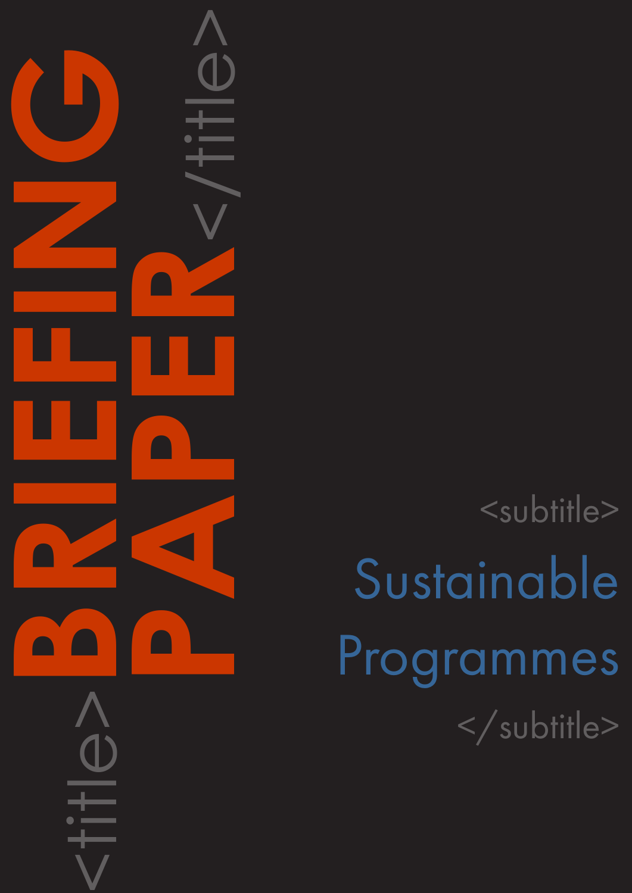<title>

# BRIEFING PAPER

</title>

<subtitle>

## Sustainable Programmes

</subtitle>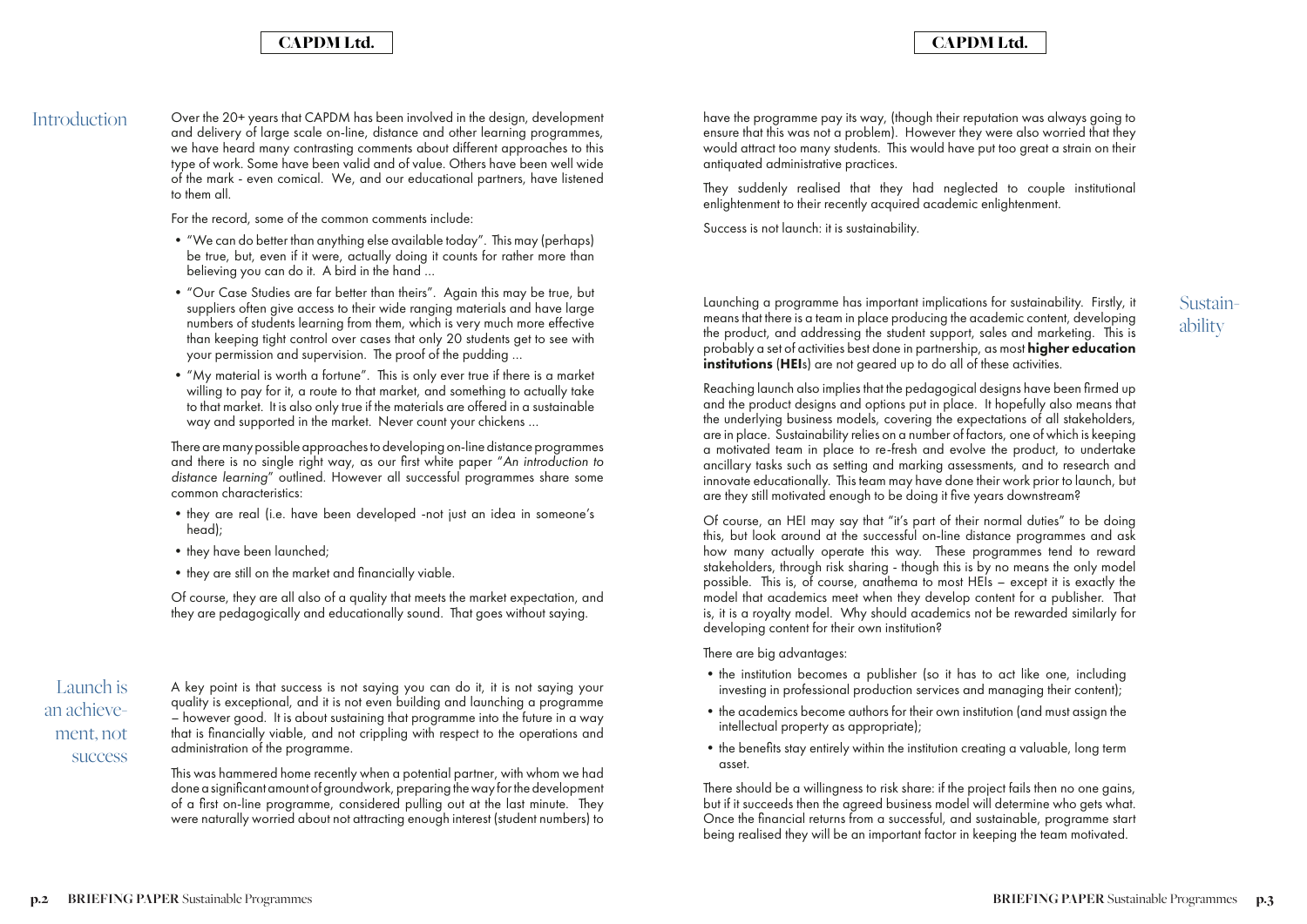## Introduction

Over the 20+ years that CAPDM has been involved in the design, development and delivery of large scale on-line, distance and other learning programmes, we have heard many contrasting comments about different approaches to this type of work. Some have been valid and of value. Others have been well wide of the mark - even comical. We, and our educational partners, have listened to them all.

For the record, some of the common comments include:

- "We can do better than anything else available today". This may (perhaps) be true, but, even if it were, actually doing it counts for rather more than believing you can do it. A bird in the hand ...
- "Our Case Studies are far better than theirs". Again this may be true, but suppliers often give access to their wide ranging materials and have large numbers of students learning from them, which is very much more effective than keeping tight control over cases that only 20 students get to see with your permission and supervision. The proof of the pudding ...
- "My material is worth a fortune". This is only ever true if there is a market willing to pay for it, a route to that market, and something to actually take to that market. It is also only true if the materials are offered in a sustainable way and supported in the market. Never count your chickens ...

There are many possible approaches to developing on-line distance programmes and there is no single right way, as our first white paper "*An introduction to distance learning*" outlined. However all successful programmes share some common characteristics:

- they are real (i.e. have been developed -not just an idea in someone's head);
- they have been launched;
- they are still on the market and financially viable.

Of course, they are all also of a quality that meets the market expectation, and they are pedagogically and educationally sound. That goes without saying.

## Launch is an achievement, not success

A key point is that success is not saying you can do it, it is not saying your quality is exceptional, and it is not even building and launching a programme – however good. It is about sustaining that programme into the future in a way that is financially viable, and not crippling with respect to the operations and administration of the programme.

This was hammered home recently when a potential partner, with whom we had done a significant amount of groundwork, preparing the way for the development of a first on-line programme, considered pulling out at the last minute. They were naturally worried about not attracting enough interest (student numbers) to have the programme pay its way, (though their reputation was always going to ensure that this was not a problem). However they were also worried that they would attract too many students. This would have put too great a strain on their antiquated administrative practices.

They suddenly realised that they had neglected to couple institutional enlightenment to their recently acquired academic enlightenment.

Success is not launch: it is sustainability.

## Sustainability

Launching a programme has important implications for sustainability. Firstly, it means that there is a team in place producing the academic content, developing the product, and addressing the student support, sales and marketing. This is probably a set of activities best done in partnership, as most **higher education institutions** (**HEI**s) are not geared up to do all of these activities.

Reaching launch also implies that the pedagogical designs have been firmed up and the product designs and options put in place. It hopefully also means that the underlying business models, covering the expectations of all stakeholders, are in place. Sustainability relies on a number of factors, one of which is keeping a motivated team in place to re-fresh and evolve the product, to undertake ancillary tasks such as setting and marking assessments, and to research and innovate educationally. This team may have done their work prior to launch, but are they still motivated enough to be doing it five years downstream?

Of course, an HEI may say that "it's part of their normal duties" to be doing this, but look around at the successful on-line distance programmes and ask how many actually operate this way. These programmes tend to reward stakeholders, through risk sharing - though this is by no means the only model possible. This is, of course, anathema to most HEIs – except it is exactly the model that academics meet when they develop content for a publisher. That is, it is a royalty model. Why should academics not be rewarded similarly for developing content for their own institution?

There are big advantages:

- the institution becomes a publisher (so it has to act like one, including investing in professional production services and managing their content);
- the academics become authors for their own institution (and must assign the intellectual property as appropriate);
- the benefits stay entirely within the institution creating a valuable, long term asset.

There should be a willingness to risk share: if the project fails then no one gains, but if it succeeds then the agreed business model will determine who gets what. Once the financial returns from a successful, and sustainable, programme start being realised they will be an important factor in keeping the team motivated.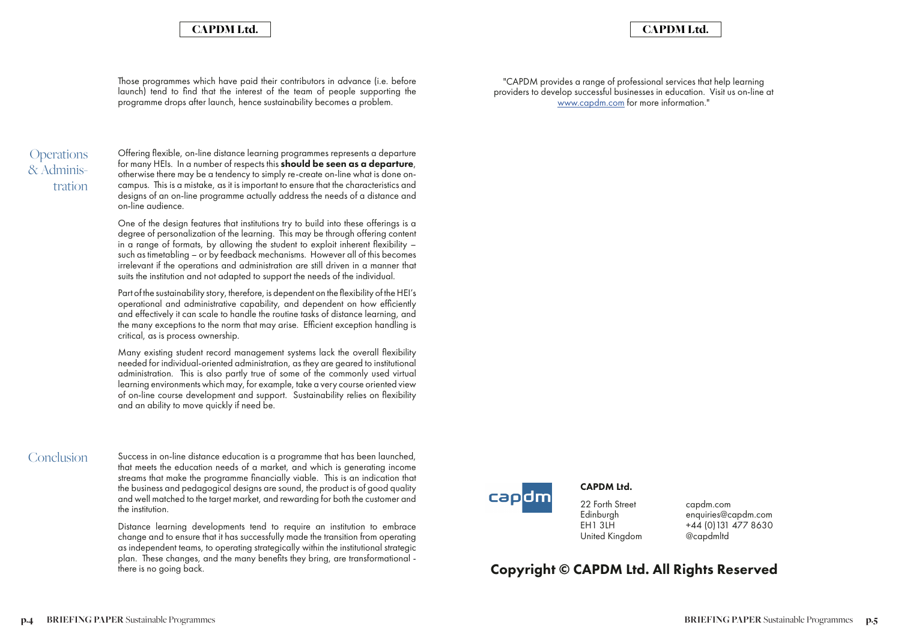Those programmes which have paid their contributors in advance (i.e. before launch) tend to find that the interest of the team of people supporting the programme drops after launch, hence sustainability becomes a problem.

## Operations & Administration

Offering flexible, on-line distance learning programmes represents a departure for many HEIs. In a number of respects this **should be seen as a departure**, otherwise there may be a tendency to simply re-create on-line what is done on-campus. This is a mistake, as it is important to ensure that the characteristics and designs of an on-line programme actually address the needs of a distance and on-line audience.

One of the design features that institutions try to build into these offerings is a degree of personalization of the learning. This may be through offering content in a range of formats, by allowing the student to exploit inherent flexibility – such as timetabling – or by feedback mechanisms. However all of this becomes irrelevant if the operations and administration are still driven in a manner that suits the institution and not adapted to support the needs of the individual.

Part of the sustainability story, therefore, is dependent on the flexibility of the HEI's operational and administrative capability, and dependent on how efficiently and effectively it can scale to handle the routine tasks of distance learning, and the many exceptions to the norm that may arise. Efficient exception handling is critical, as is process ownership.

Many existing student record management systems lack the overall flexibility needed for individual-oriented administration, as they are geared to institutional administration. This is also partly true of some of the commonly used virtual learning environments which may, for example, take a very course oriented view of on-line course development and support. Sustainability relies on flexibility and an ability to move quickly if need be.

## Conclusion

Success in on-line distance education is a programme that has been launched, that meets the education needs of a market, and which is generating income streams that make the programme financially viable. This is an indication that the business and pedagogical designs are sound, the product is of good quality and well matched to the target market, and rewarding for both the customer and the institution.

Distance learning developments tend to require an institution to embrace change and to ensure that it has successfully made the transition from operating as independent teams, to operating strategically within the institutional strategic plan. These changes, and the many benefits they bring, are transformational - there is no going back.

"CAPDM provides a range of professional services that help learning providers to develop successful businesses in education. Visit us on-line at www.capdm.com for more information."

**CAPDM Ltd.**

22 Forth Street
Edinburgh
EH1 3LH
United Kingdom

capdm.com
enquiries@capdm.com
+44 (0)131 477 8630
@capdmltd

**Copyright © CAPDM Ltd. All Rights Reserved**